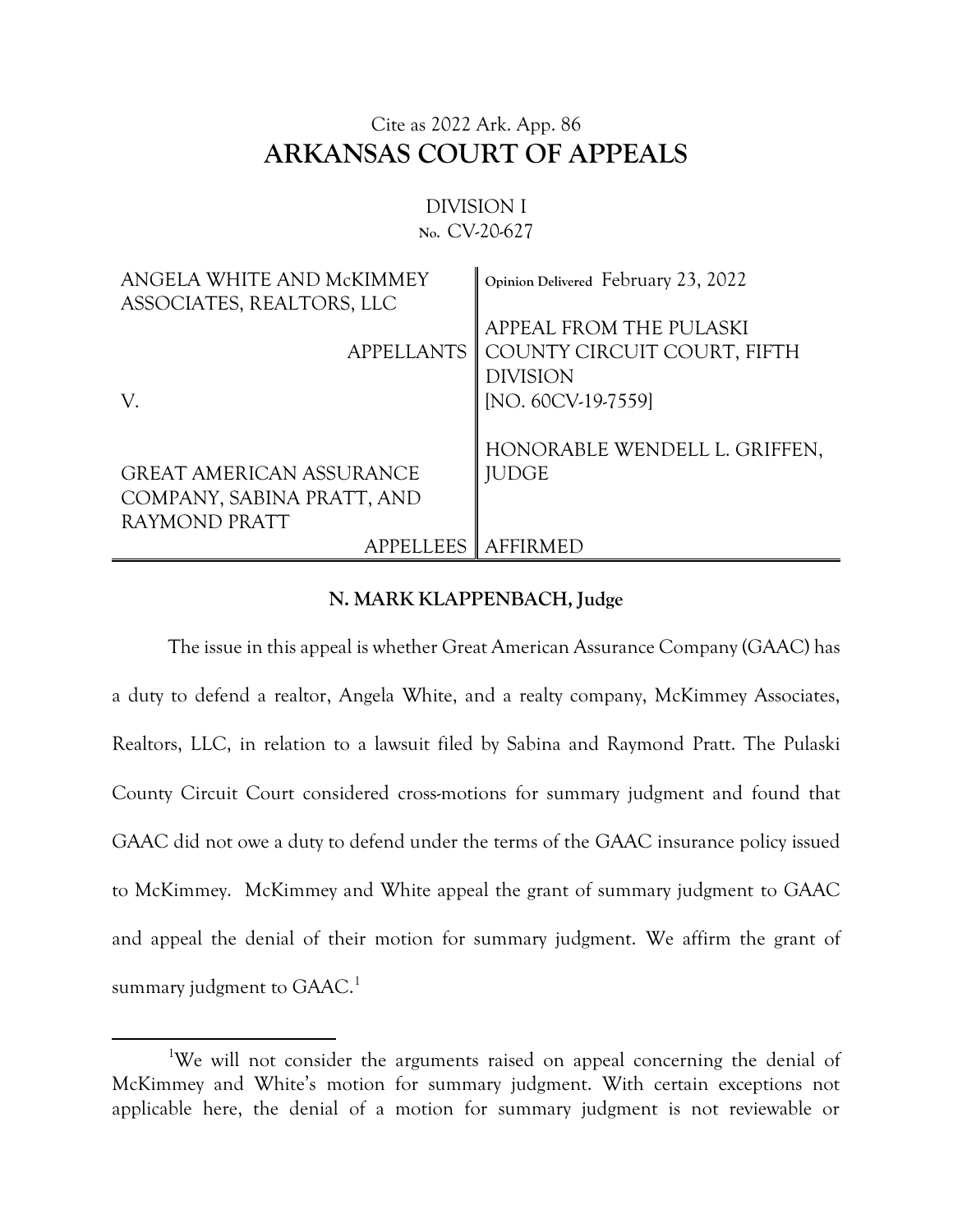Cite as 2022 Ark. App. 86

# ARKANSAS COURT OF APPEALS

DIVISION I
No. CV-20-627

| | |
|---|---|
| ANGELA WHITE AND McKIMMEY ASSOCIATES, REALTORS, LLC<br><br>APPELLANTS<br><br>V.<br><br>GREAT AMERICAN ASSURANCE COMPANY, SABINA PRATT, AND RAYMOND PRATT<br><br>APPELLEES | Opinion Delivered February 23, 2022<br><br>APPEAL FROM THE PULASKI COUNTY CIRCUIT COURT, FIFTH DIVISION<br>[NO. 60CV-19-7559]<br><br>HONORABLE WENDELL L. GRIFFEN, JUDGE<br><br>AFFIRMED |

**N. MARK KLAPPENBACH, Judge**

The issue in this appeal is whether Great American Assurance Company (GAAC) has a duty to defend a realtor, Angela White, and a realty company, McKimmey Associates, Realtors, LLC, in relation to a lawsuit filed by Sabina and Raymond Pratt. The Pulaski County Circuit Court considered cross-motions for summary judgment and found that GAAC did not owe a duty to defend under the terms of the GAAC insurance policy issued to McKimmey. McKimmey and White appeal the grant of summary judgment to GAAC and appeal the denial of their motion for summary judgment. We affirm the grant of summary judgment to GAAC.[1]

---

[1]We will not consider the arguments raised on appeal concerning the denial of McKimmey and White's motion for summary judgment. With certain exceptions not applicable here, the denial of a motion for summary judgment is not reviewable or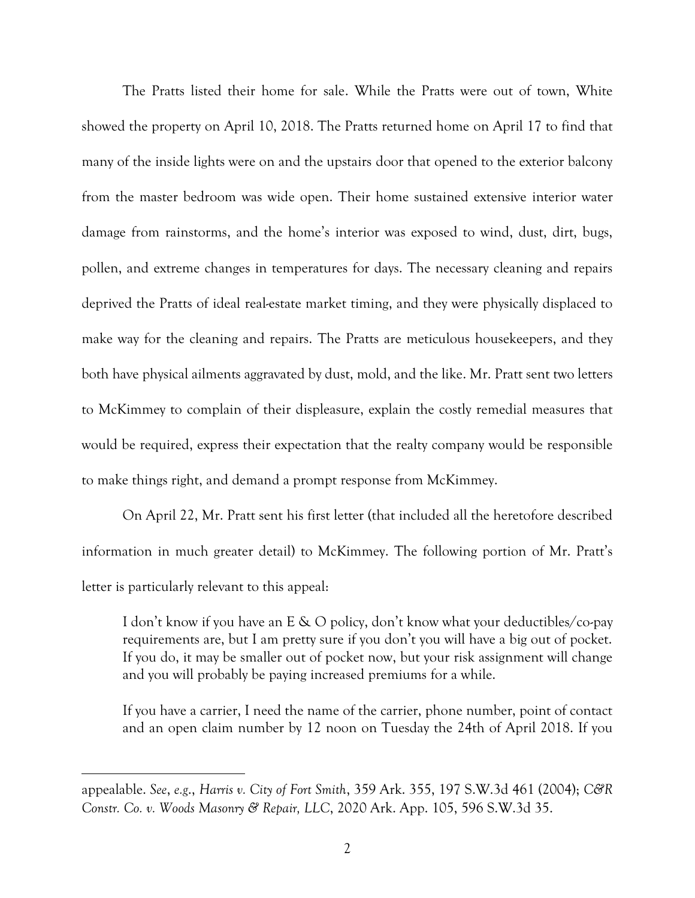The Pratts listed their home for sale. While the Pratts were out of town, White showed the property on April 10, 2018. The Pratts returned home on April 17 to find that many of the inside lights were on and the upstairs door that opened to the exterior balcony from the master bedroom was wide open. Their home sustained extensive interior water damage from rainstorms, and the home's interior was exposed to wind, dust, dirt, bugs, pollen, and extreme changes in temperatures for days. The necessary cleaning and repairs deprived the Pratts of ideal real-estate market timing, and they were physically displaced to make way for the cleaning and repairs. The Pratts are meticulous housekeepers, and they both have physical ailments aggravated by dust, mold, and the like. Mr. Pratt sent two letters to McKimmey to complain of their displeasure, explain the costly remedial measures that would be required, express their expectation that the realty company would be responsible to make things right, and demand a prompt response from McKimmey.

On April 22, Mr. Pratt sent his first letter (that included all the heretofore described information in much greater detail) to McKimmey. The following portion of Mr. Pratt's letter is particularly relevant to this appeal:

> I don't know if you have an E & O policy, don't know what your deductibles/co-pay requirements are, but I am pretty sure if you don't you will have a big out of pocket. If you do, it may be smaller out of pocket now, but your risk assignment will change and you will probably be paying increased premiums for a while.
>
> If you have a carrier, I need the name of the carrier, phone number, point of contact and an open claim number by 12 noon on Tuesday the 24th of April 2018. If you

appealable. *See*, *e.g.*, *Harris v. City of Fort Smith*, 359 Ark. 355, 197 S.W.3d 461 (2004); *C&R Constr. Co. v. Woods Masonry & Repair, LLC*, 2020 Ark. App. 105, 596 S.W.3d 35.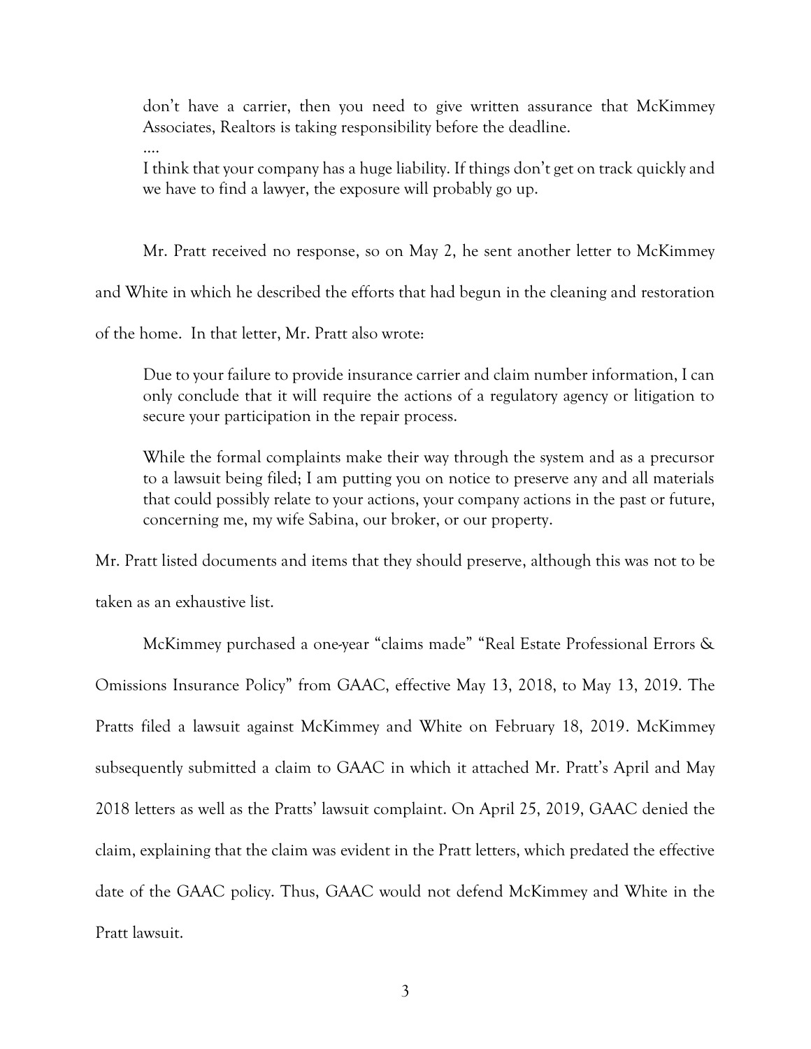> don't have a carrier, then you need to give written assurance that McKimmey Associates, Realtors is taking responsibility before the deadline.
>
> ....
>
> I think that your company has a huge liability. If things don't get on track quickly and we have to find a lawyer, the exposure will probably go up.

Mr. Pratt received no response, so on May 2, he sent another letter to McKimmey and White in which he described the efforts that had begun in the cleaning and restoration of the home. In that letter, Mr. Pratt also wrote:

> Due to your failure to provide insurance carrier and claim number information, I can only conclude that it will require the actions of a regulatory agency or litigation to secure your participation in the repair process.
>
> While the formal complaints make their way through the system and as a precursor to a lawsuit being filed; I am putting you on notice to preserve any and all materials that could possibly relate to your actions, your company actions in the past or future, concerning me, my wife Sabina, our broker, or our property.

Mr. Pratt listed documents and items that they should preserve, although this was not to be taken as an exhaustive list.

McKimmey purchased a one-year "claims made" "Real Estate Professional Errors & Omissions Insurance Policy" from GAAC, effective May 13, 2018, to May 13, 2019. The Pratts filed a lawsuit against McKimmey and White on February 18, 2019. McKimmey subsequently submitted a claim to GAAC in which it attached Mr. Pratt's April and May 2018 letters as well as the Pratts' lawsuit complaint. On April 25, 2019, GAAC denied the claim, explaining that the claim was evident in the Pratt letters, which predated the effective date of the GAAC policy. Thus, GAAC would not defend McKimmey and White in the Pratt lawsuit.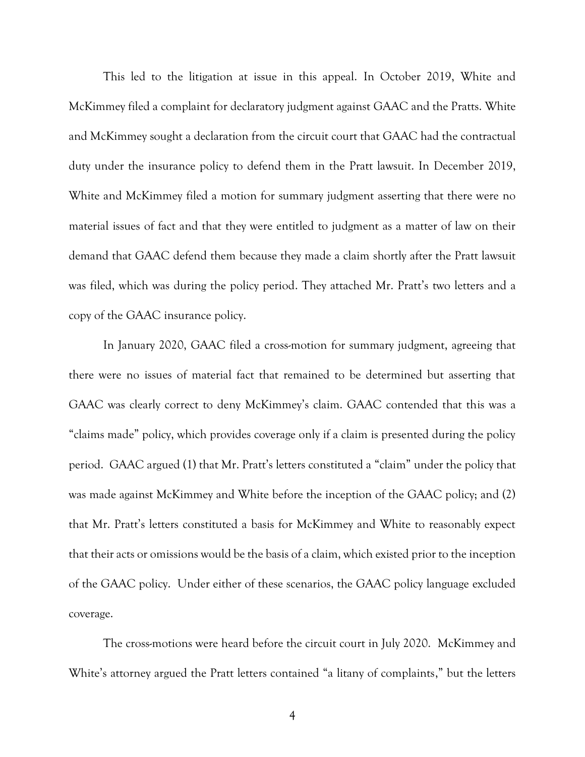This led to the litigation at issue in this appeal. In October 2019, White and McKimmey filed a complaint for declaratory judgment against GAAC and the Pratts. White and McKimmey sought a declaration from the circuit court that GAAC had the contractual duty under the insurance policy to defend them in the Pratt lawsuit. In December 2019, White and McKimmey filed a motion for summary judgment asserting that there were no material issues of fact and that they were entitled to judgment as a matter of law on their demand that GAAC defend them because they made a claim shortly after the Pratt lawsuit was filed, which was during the policy period. They attached Mr. Pratt's two letters and a copy of the GAAC insurance policy.

In January 2020, GAAC filed a cross-motion for summary judgment, agreeing that there were no issues of material fact that remained to be determined but asserting that GAAC was clearly correct to deny McKimmey's claim. GAAC contended that this was a "claims made" policy, which provides coverage only if a claim is presented during the policy period. GAAC argued (1) that Mr. Pratt's letters constituted a "claim" under the policy that was made against McKimmey and White before the inception of the GAAC policy; and (2) that Mr. Pratt's letters constituted a basis for McKimmey and White to reasonably expect that their acts or omissions would be the basis of a claim, which existed prior to the inception of the GAAC policy. Under either of these scenarios, the GAAC policy language excluded coverage.

The cross-motions were heard before the circuit court in July 2020. McKimmey and White's attorney argued the Pratt letters contained "a litany of complaints," but the letters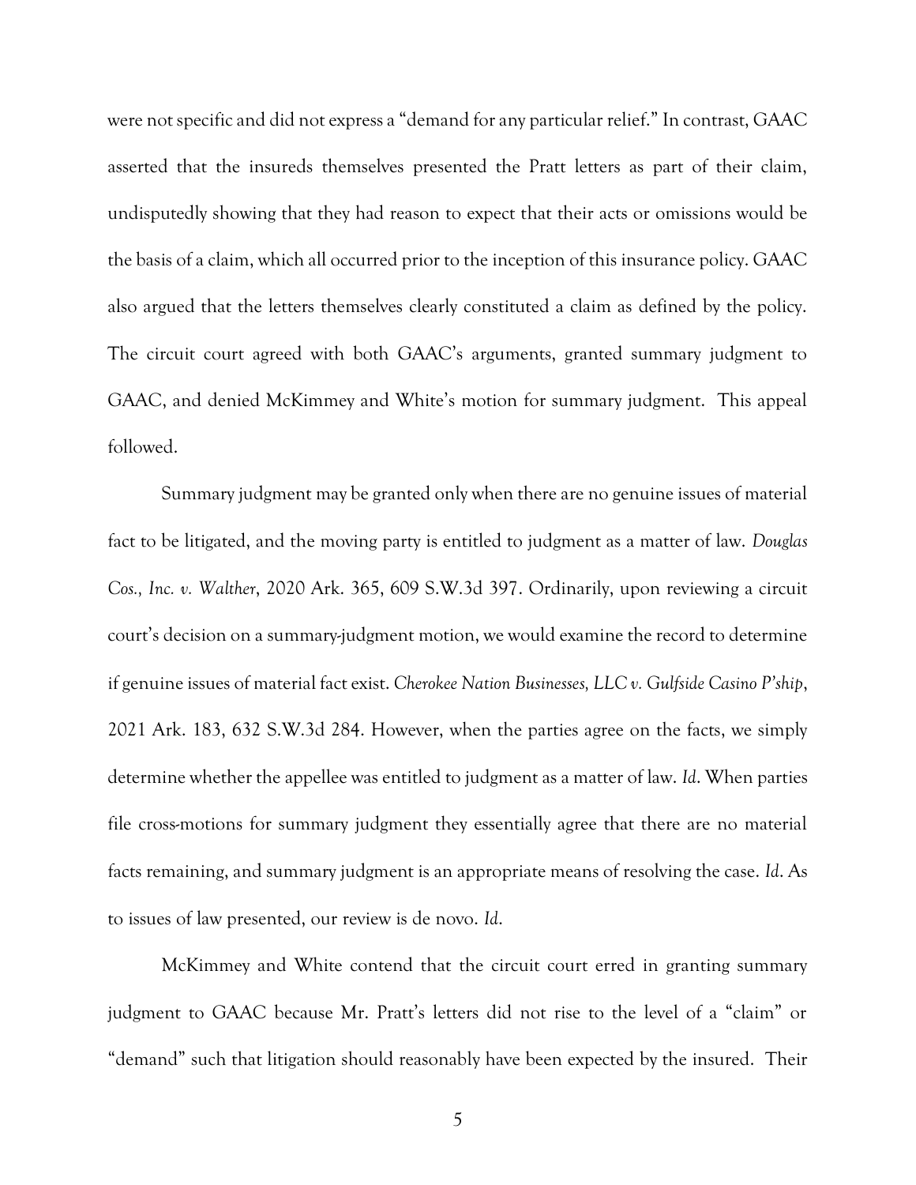were not specific and did not express a "demand for any particular relief." In contrast, GAAC asserted that the insureds themselves presented the Pratt letters as part of their claim, undisputedly showing that they had reason to expect that their acts or omissions would be the basis of a claim, which all occurred prior to the inception of this insurance policy. GAAC also argued that the letters themselves clearly constituted a claim as defined by the policy. The circuit court agreed with both GAAC's arguments, granted summary judgment to GAAC, and denied McKimmey and White's motion for summary judgment. This appeal followed.

Summary judgment may be granted only when there are no genuine issues of material fact to be litigated, and the moving party is entitled to judgment as a matter of law. *Douglas Cos., Inc. v. Walther*, 2020 Ark. 365, 609 S.W.3d 397. Ordinarily, upon reviewing a circuit court's decision on a summary-judgment motion, we would examine the record to determine if genuine issues of material fact exist. *Cherokee Nation Businesses, LLC v. Gulfside Casino P'ship*, 2021 Ark. 183, 632 S.W.3d 284. However, when the parties agree on the facts, we simply determine whether the appellee was entitled to judgment as a matter of law. *Id*. When parties file cross-motions for summary judgment they essentially agree that there are no material facts remaining, and summary judgment is an appropriate means of resolving the case. *Id*. As to issues of law presented, our review is de novo. *Id*.

McKimmey and White contend that the circuit court erred in granting summary judgment to GAAC because Mr. Pratt's letters did not rise to the level of a "claim" or "demand" such that litigation should reasonably have been expected by the insured. Their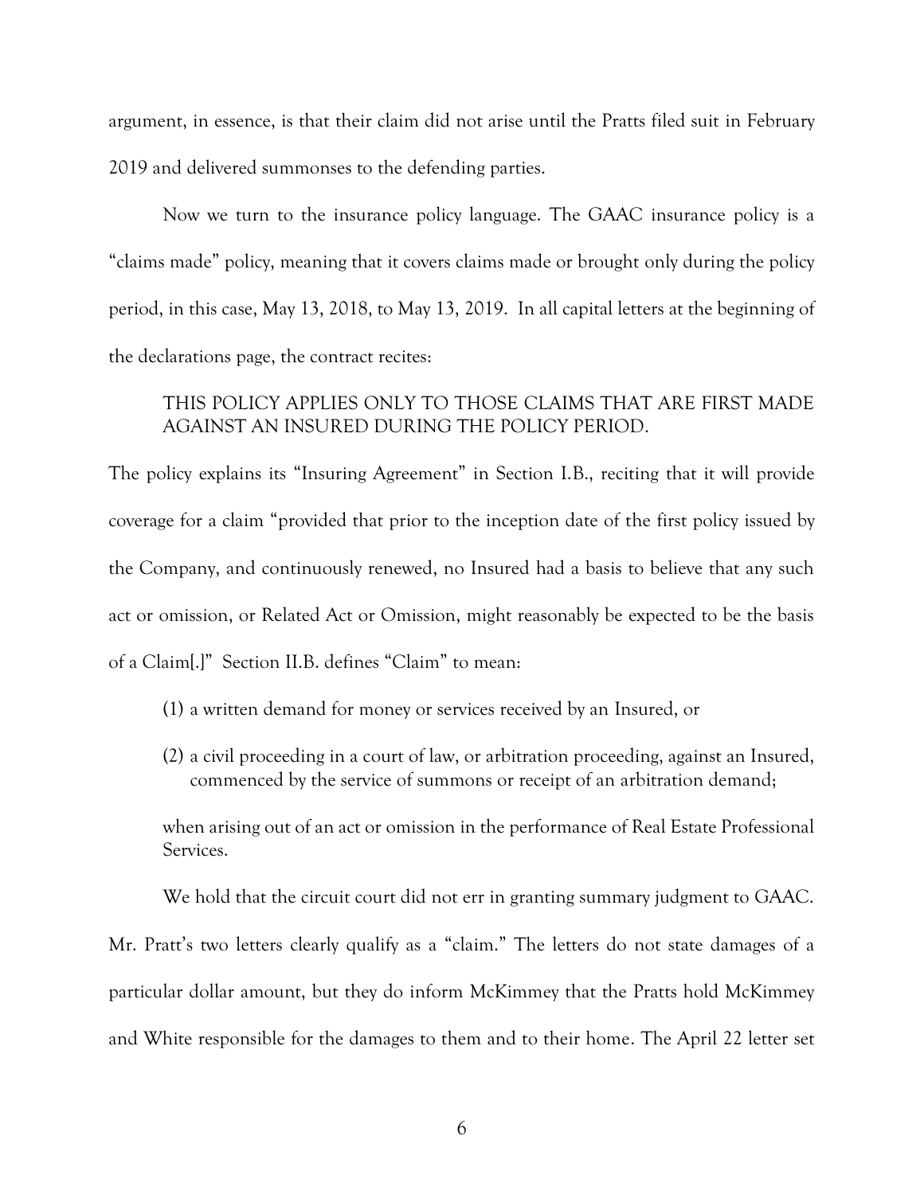argument, in essence, is that their claim did not arise until the Pratts filed suit in February 2019 and delivered summonses to the defending parties.

Now we turn to the insurance policy language. The GAAC insurance policy is a "claims made" policy, meaning that it covers claims made or brought only during the policy period, in this case, May 13, 2018, to May 13, 2019. In all capital letters at the beginning of the declarations page, the contract recites:

> THIS POLICY APPLIES ONLY TO THOSE CLAIMS THAT ARE FIRST MADE AGAINST AN INSURED DURING THE POLICY PERIOD.

The policy explains its "Insuring Agreement" in Section I.B., reciting that it will provide coverage for a claim "provided that prior to the inception date of the first policy issued by the Company, and continuously renewed, no Insured had a basis to believe that any such act or omission, or Related Act or Omission, might reasonably be expected to be the basis of a Claim[.]" Section II.B. defines "Claim" to mean:

> (1) a written demand for money or services received by an Insured, or
>
> (2) a civil proceeding in a court of law, or arbitration proceeding, against an Insured, commenced by the service of summons or receipt of an arbitration demand;
>
> when arising out of an act or omission in the performance of Real Estate Professional Services.

We hold that the circuit court did not err in granting summary judgment to GAAC. Mr. Pratt's two letters clearly qualify as a "claim." The letters do not state damages of a particular dollar amount, but they do inform McKimmey that the Pratts hold McKimmey and White responsible for the damages to them and to their home. The April 22 letter set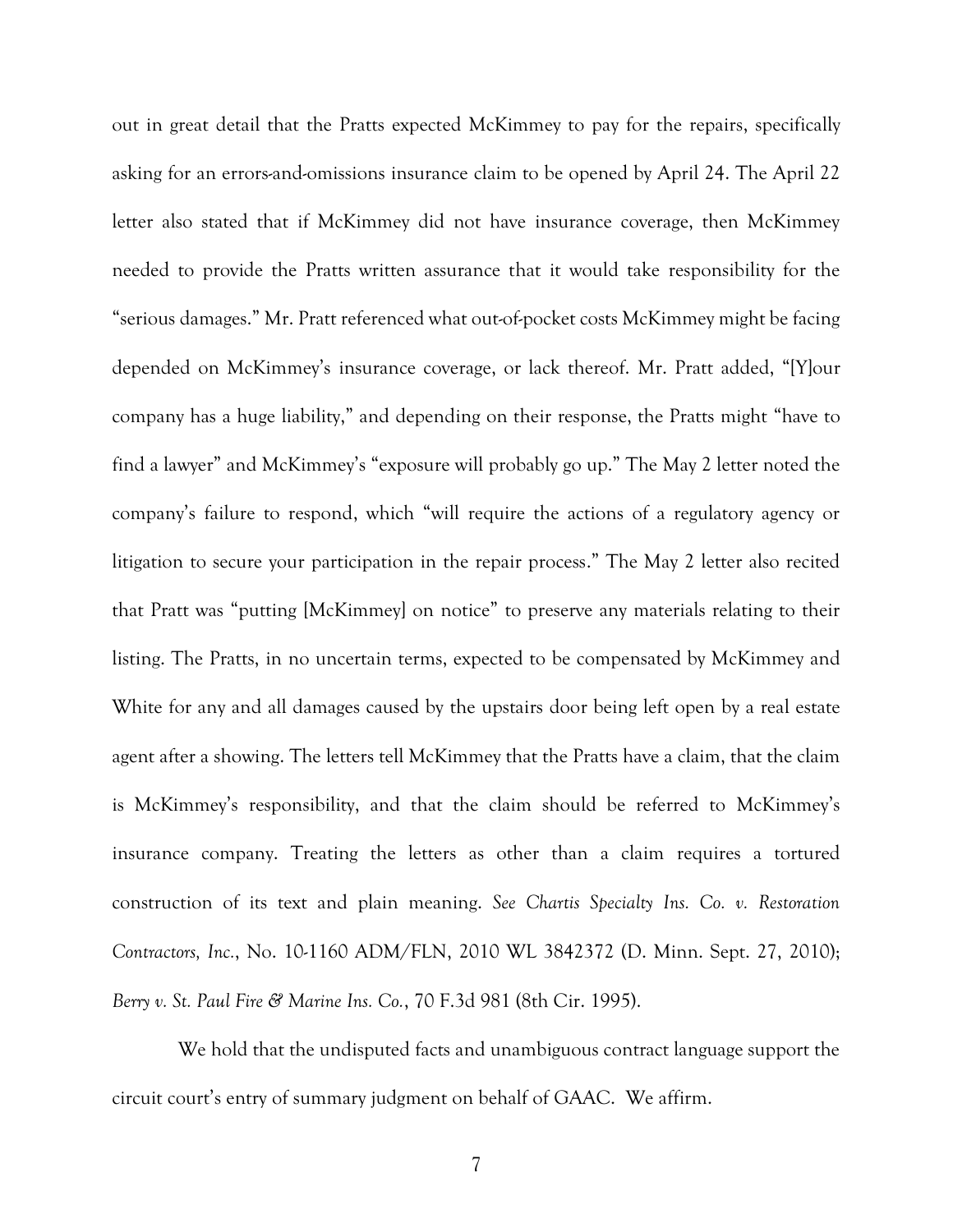out in great detail that the Pratts expected McKimmey to pay for the repairs, specifically asking for an errors-and-omissions insurance claim to be opened by April 24. The April 22 letter also stated that if McKimmey did not have insurance coverage, then McKimmey needed to provide the Pratts written assurance that it would take responsibility for the "serious damages." Mr. Pratt referenced what out-of-pocket costs McKimmey might be facing depended on McKimmey's insurance coverage, or lack thereof. Mr. Pratt added, "[Y]our company has a huge liability," and depending on their response, the Pratts might "have to find a lawyer" and McKimmey's "exposure will probably go up." The May 2 letter noted the company's failure to respond, which "will require the actions of a regulatory agency or litigation to secure your participation in the repair process." The May 2 letter also recited that Pratt was "putting [McKimmey] on notice" to preserve any materials relating to their listing. The Pratts, in no uncertain terms, expected to be compensated by McKimmey and White for any and all damages caused by the upstairs door being left open by a real estate agent after a showing. The letters tell McKimmey that the Pratts have a claim, that the claim is McKimmey's responsibility, and that the claim should be referred to McKimmey's insurance company. Treating the letters as other than a claim requires a tortured construction of its text and plain meaning. *See Chartis Specialty Ins. Co. v. Restoration Contractors, Inc.*, No. 10-1160 ADM/FLN, 2010 WL 3842372 (D. Minn. Sept. 27, 2010); *Berry v. St. Paul Fire & Marine Ins. Co.*, 70 F.3d 981 (8th Cir. 1995).

We hold that the undisputed facts and unambiguous contract language support the circuit court's entry of summary judgment on behalf of GAAC. We affirm.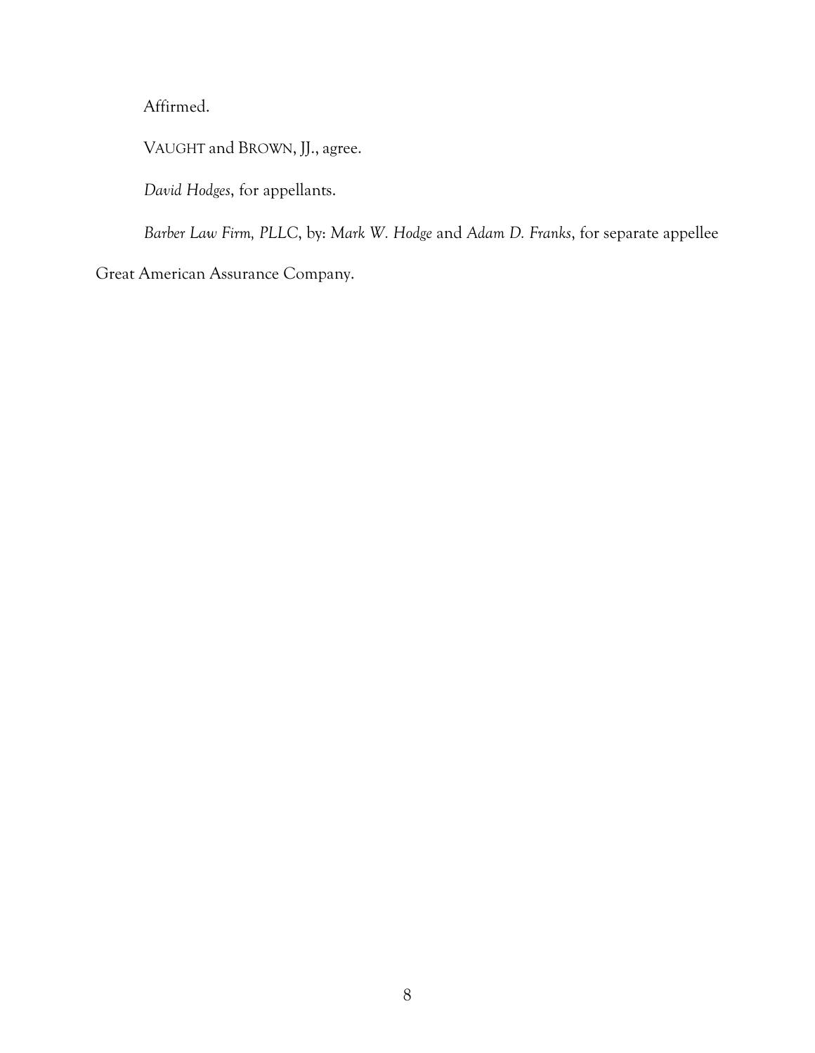Affirmed.

VAUGHT and BROWN, JJ., agree.

*David Hodges*, for appellants.

*Barber Law Firm, PLLC*, by: *Mark W. Hodge* and *Adam D. Franks*, for separate appellee Great American Assurance Company.